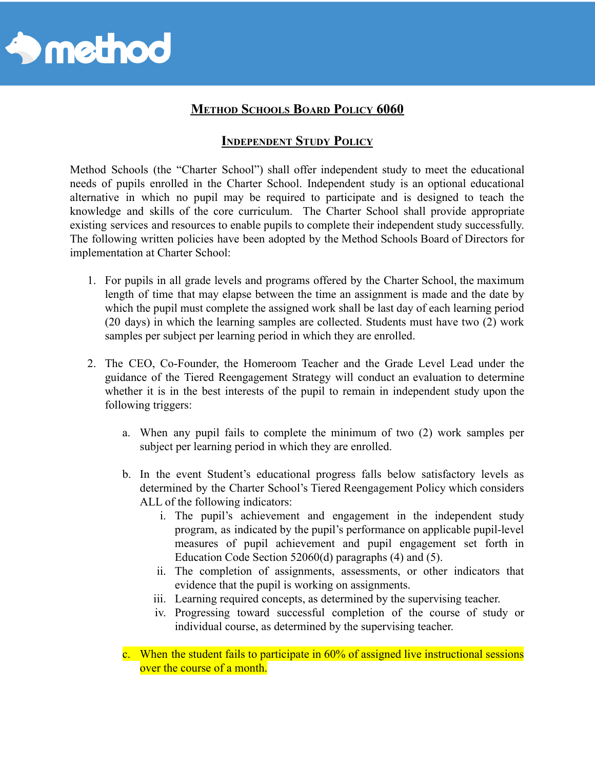# Method Schools Board Policy 6060

## Independent Study Policy

Method Schools (the "Charter School") shall offer independent study to meet the educational needs of pupils enrolled in the Charter School. Independent study is an optional educational alternative in which no pupil may be required to participate and is designed to teach the knowledge and skills of the core curriculum. The Charter School shall provide appropriate existing services and resources to enable pupils to complete their independent study successfully. The following written policies have been adopted by the Method Schools Board of Directors for implementation at Charter School:

1. For pupils in all grade levels and programs offered by the Charter School, the maximum length of time that may elapse between the time an assignment is made and the date by which the pupil must complete the assigned work shall be last day of each learning period (20 days) in which the learning samples are collected. Students must have two (2) work samples per subject per learning period in which they are enrolled.

2. The CEO, Co-Founder, the Homeroom Teacher and the Grade Level Lead under the guidance of the Tiered Reengagement Strategy will conduct an evaluation to determine whether it is in the best interests of the pupil to remain in independent study upon the following triggers:

    a. When any pupil fails to complete the minimum of two (2) work samples per subject per learning period in which they are enrolled.

    b. In the event Student's educational progress falls below satisfactory levels as determined by the Charter School's Tiered Reengagement Policy which considers ALL of the following indicators:

        i. The pupil's achievement and engagement in the independent study program, as indicated by the pupil's performance on applicable pupil-level measures of pupil achievement and pupil engagement set forth in Education Code Section 52060(d) paragraphs (4) and (5).

        ii. The completion of assignments, assessments, or other indicators that evidence that the pupil is working on assignments.

        iii. Learning required concepts, as determined by the supervising teacher.

        iv. Progressing toward successful completion of the course of study or individual course, as determined by the supervising teacher.

    c. When the student fails to participate in 60% of assigned live instructional sessions over the course of a month.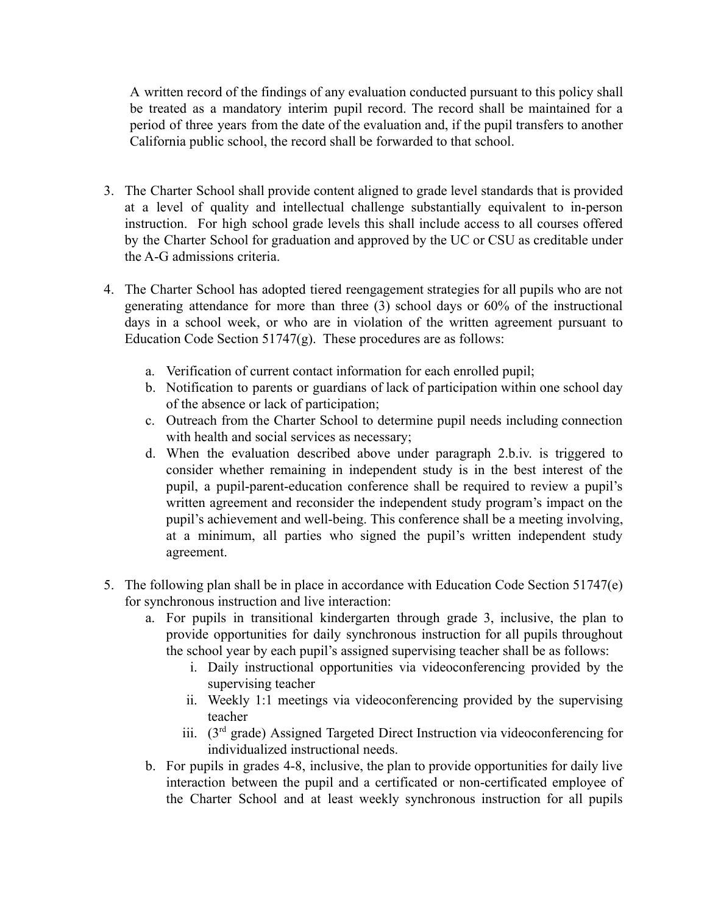A written record of the findings of any evaluation conducted pursuant to this policy shall be treated as a mandatory interim pupil record. The record shall be maintained for a period of three years from the date of the evaluation and, if the pupil transfers to another California public school, the record shall be forwarded to that school.

3. The Charter School shall provide content aligned to grade level standards that is provided at a level of quality and intellectual challenge substantially equivalent to in-person instruction. For high school grade levels this shall include access to all courses offered by the Charter School for graduation and approved by the UC or CSU as creditable under the A-G admissions criteria.

4. The Charter School has adopted tiered reengagement strategies for all pupils who are not generating attendance for more than three (3) school days or 60% of the instructional days in a school week, or who are in violation of the written agreement pursuant to Education Code Section 51747(g). These procedures are as follows:

    a. Verification of current contact information for each enrolled pupil;
    b. Notification to parents or guardians of lack of participation within one school day of the absence or lack of participation;
    c. Outreach from the Charter School to determine pupil needs including connection with health and social services as necessary;
    d. When the evaluation described above under paragraph 2.b.iv. is triggered to consider whether remaining in independent study is in the best interest of the pupil, a pupil-parent-education conference shall be required to review a pupil's written agreement and reconsider the independent study program's impact on the pupil's achievement and well-being. This conference shall be a meeting involving, at a minimum, all parties who signed the pupil's written independent study agreement.

5. The following plan shall be in place in accordance with Education Code Section 51747(e) for synchronous instruction and live interaction:
    a. For pupils in transitional kindergarten through grade 3, inclusive, the plan to provide opportunities for daily synchronous instruction for all pupils throughout the school year by each pupil's assigned supervising teacher shall be as follows:
        i. Daily instructional opportunities via videoconferencing provided by the supervising teacher
        ii. Weekly 1:1 meetings via videoconferencing provided by the supervising teacher
        iii. (3rd grade) Assigned Targeted Direct Instruction via videoconferencing for individualized instructional needs.
    b. For pupils in grades 4-8, inclusive, the plan to provide opportunities for daily live interaction between the pupil and a certificated or non-certificated employee of the Charter School and at least weekly synchronous instruction for all pupils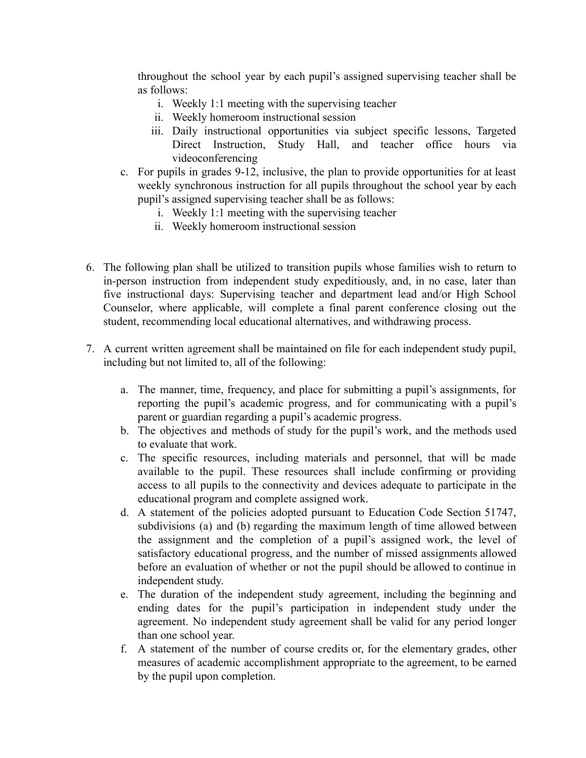throughout the school year by each pupil's assigned supervising teacher shall be as follows:

    i. Weekly 1:1 meeting with the supervising teacher
    ii. Weekly homeroom instructional session
    iii. Daily instructional opportunities via subject specific lessons, Targeted Direct Instruction, Study Hall, and teacher office hours via videoconferencing

c. For pupils in grades 9-12, inclusive, the plan to provide opportunities for at least weekly synchronous instruction for all pupils throughout the school year by each pupil's assigned supervising teacher shall be as follows:

    i. Weekly 1:1 meeting with the supervising teacher
    ii. Weekly homeroom instructional session

6. The following plan shall be utilized to transition pupils whose families wish to return to in-person instruction from independent study expeditiously, and, in no case, later than five instructional days: Supervising teacher and department lead and/or High School Counselor, where applicable, will complete a final parent conference closing out the student, recommending local educational alternatives, and withdrawing process.

7. A current written agreement shall be maintained on file for each independent study pupil, including but not limited to, all of the following:

    a. The manner, time, frequency, and place for submitting a pupil's assignments, for reporting the pupil's academic progress, and for communicating with a pupil's parent or guardian regarding a pupil's academic progress.
    b. The objectives and methods of study for the pupil's work, and the methods used to evaluate that work.
    c. The specific resources, including materials and personnel, that will be made available to the pupil. These resources shall include confirming or providing access to all pupils to the connectivity and devices adequate to participate in the educational program and complete assigned work.
    d. A statement of the policies adopted pursuant to Education Code Section 51747, subdivisions (a) and (b) regarding the maximum length of time allowed between the assignment and the completion of a pupil's assigned work, the level of satisfactory educational progress, and the number of missed assignments allowed before an evaluation of whether or not the pupil should be allowed to continue in independent study.
    e. The duration of the independent study agreement, including the beginning and ending dates for the pupil's participation in independent study under the agreement. No independent study agreement shall be valid for any period longer than one school year.
    f. A statement of the number of course credits or, for the elementary grades, other measures of academic accomplishment appropriate to the agreement, to be earned by the pupil upon completion.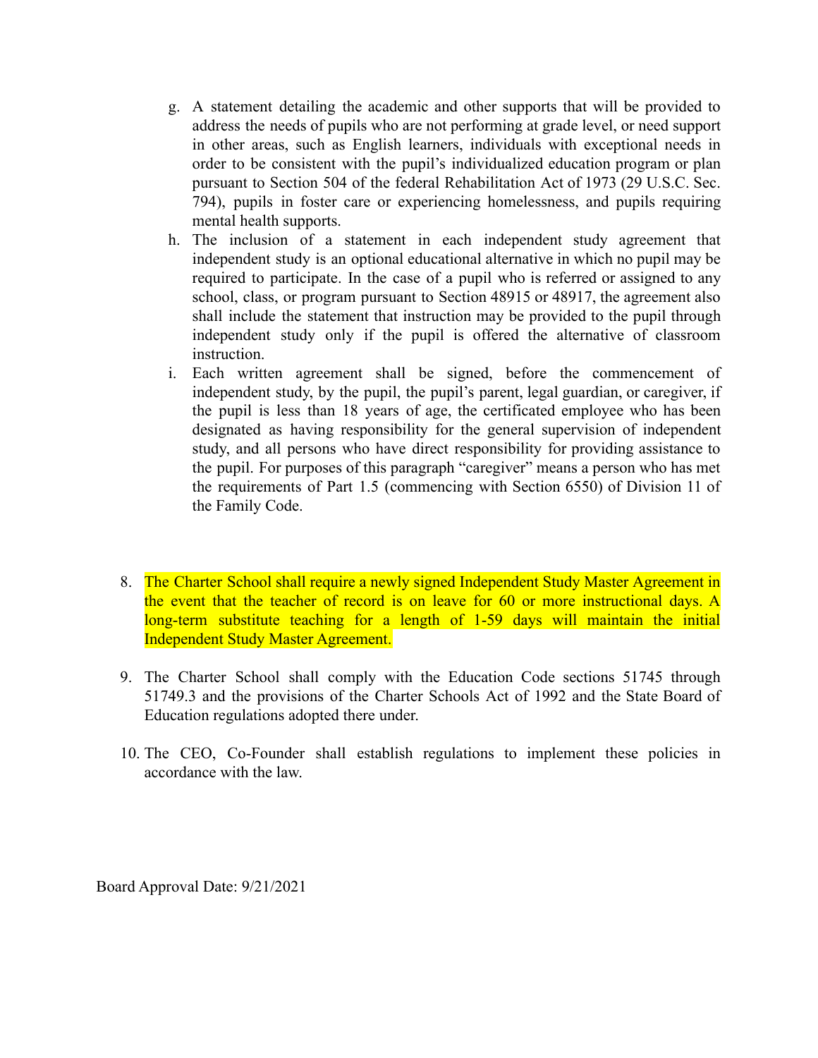g. A statement detailing the academic and other supports that will be provided to address the needs of pupils who are not performing at grade level, or need support in other areas, such as English learners, individuals with exceptional needs in order to be consistent with the pupil's individualized education program or plan pursuant to Section 504 of the federal Rehabilitation Act of 1973 (29 U.S.C. Sec. 794), pupils in foster care or experiencing homelessness, and pupils requiring mental health supports.

h. The inclusion of a statement in each independent study agreement that independent study is an optional educational alternative in which no pupil may be required to participate. In the case of a pupil who is referred or assigned to any school, class, or program pursuant to Section 48915 or 48917, the agreement also shall include the statement that instruction may be provided to the pupil through independent study only if the pupil is offered the alternative of classroom instruction.

i. Each written agreement shall be signed, before the commencement of independent study, by the pupil, the pupil's parent, legal guardian, or caregiver, if the pupil is less than 18 years of age, the certificated employee who has been designated as having responsibility for the general supervision of independent study, and all persons who have direct responsibility for providing assistance to the pupil. For purposes of this paragraph "caregiver" means a person who has met the requirements of Part 1.5 (commencing with Section 6550) of Division 11 of the Family Code.

8. The Charter School shall require a newly signed Independent Study Master Agreement in the event that the teacher of record is on leave for 60 or more instructional days. A long-term substitute teaching for a length of 1-59 days will maintain the initial Independent Study Master Agreement.

9. The Charter School shall comply with the Education Code sections 51745 through 51749.3 and the provisions of the Charter Schools Act of 1992 and the State Board of Education regulations adopted there under.

10. The CEO, Co-Founder shall establish regulations to implement these policies in accordance with the law.

Board Approval Date: 9/21/2021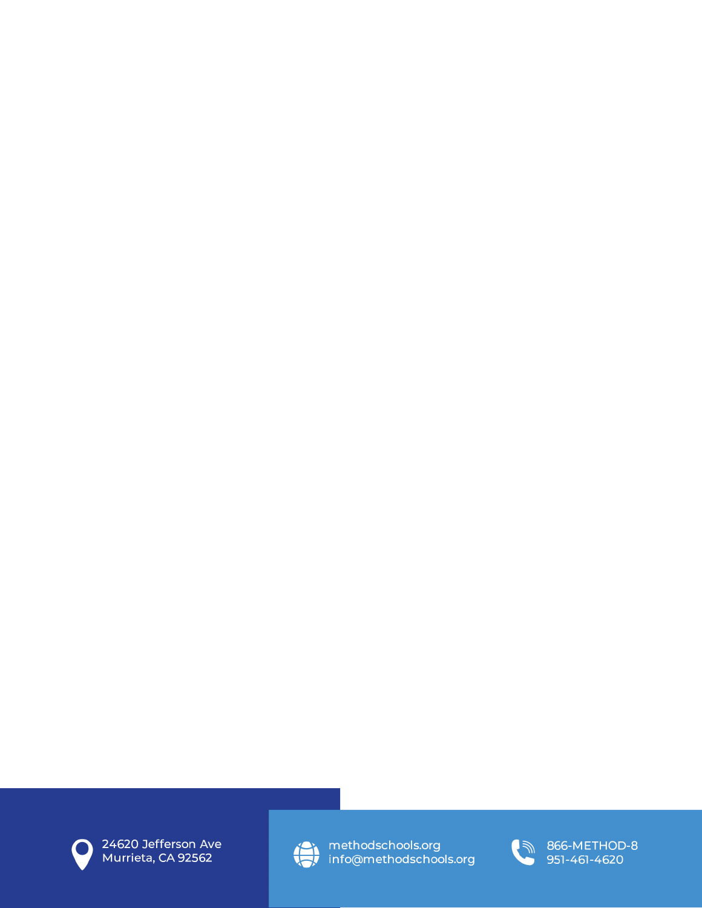24620 Jefferson Ave
Murrieta, CA 92562

methodschools.org
info@methodschools.org

866-METHOD-8
951-461-4620